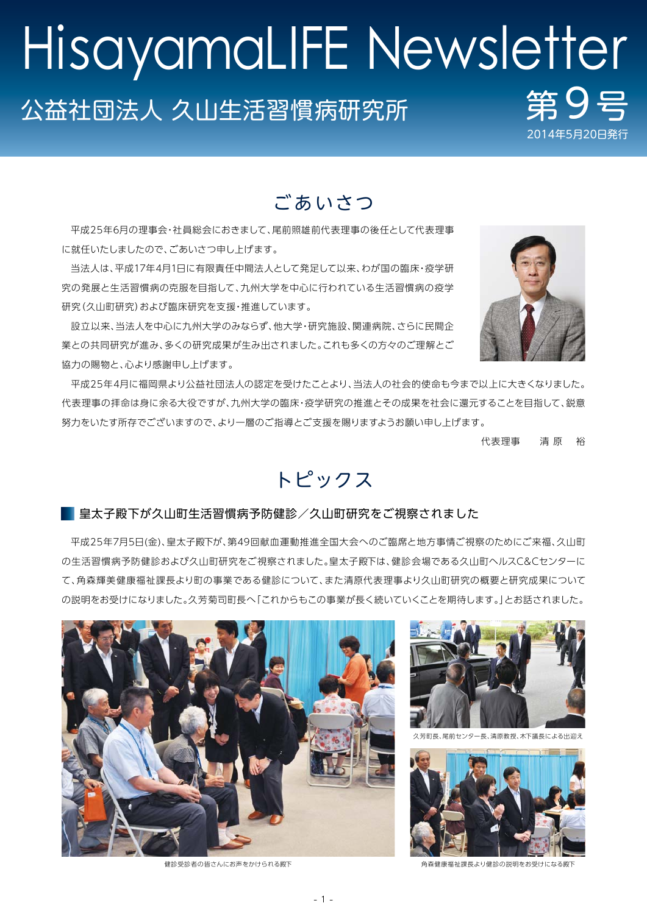# HisayamaLIFE Newsletter

公益社団法人 久山生活習慣病研究所

第9号

2014年5月20日発行

## ごあいさつ

平成25年6月の理事会・社員総会におきまして、尾前照雄前代表理事の後任として代表理事に就任いたしましたので、ごあいさつ申し上げます。

当法人は、平成17年4月1日に有限責任中間法人として発足して以来、わが国の臨床・疫学研究の発展と生活習慣病の克服を目指して、九州大学を中心に行われている生活習慣病の疫学研究（久山町研究）および臨床研究を支援・推進しています。

設立以来、当法人を中心に九州大学のみならず、他大学・研究施設、関連病院、さらに民間企業との共同研究が進み、多くの研究成果が生み出されました。これも多くの方々のご理解とご協力の賜物と、心より感謝申し上げます。

平成25年4月に福岡県より公益社団法人の認定を受けたことより、当法人の社会的使命も今まで以上に大きくなりました。代表理事の拝命は身に余る大役ですが、九州大学の臨床・疫学研究の推進とその成果を社会に還元することを目指して、鋭意努力をいたす所存でございますので、より一層のご指導とご支援を賜りますようお願い申し上げます。

代表理事　清 原　裕

## トピックス

### 皇太子殿下が久山町生活習慣病予防健診／久山町研究をご視察されました

平成25年7月5日(金)、皇太子殿下が、第49回献血運動推進全国大会へのご臨席と地方事情ご視察のためにご来福、久山町の生活習慣病予防健診および久山町研究をご視察されました。皇太子殿下は、健診会場である久山町ヘルスC&Cセンターにて、角森輝美健康福祉課長より町の事業である健診について、また清原代表理事より久山町研究の概要と研究成果についての説明をお受けになりました。久芳菊司町長へ「これからもこの事業が長く続いていくことを期待します。」とお話されました。

健診受診者の皆さんにお声をかけられる殿下

久芳町長、尾前センター長、清原教授、木下議長による出迎え

角森健康福祉課長より健診の説明をお受けになる殿下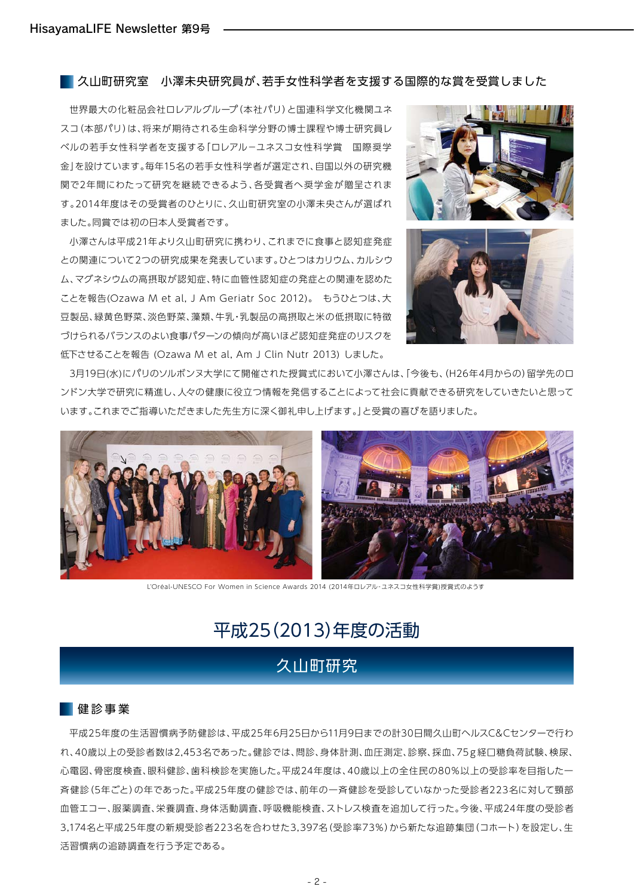## 久山町研究室　小澤未央研究員が、若手女性科学者を支援する国際的な賞を受賞しました

世界最大の化粧品会社ロレアルグループ（本社パリ）と国連科学文化機関ユネスコ（本部パリ）は、将来が期待される生命科学分野の博士課程や博士研究員レベルの若手女性科学者を支援する「ロレアル－ユネスコ女性科学賞　国際奨学金」を設けています。毎年15名の若手女性科学者が選定され、自国以外の研究機関で2年間にわたって研究を継続できるよう、各受賞者へ奨学金が贈呈されます。2014年度はその受賞者のひとりに、久山町研究室の小澤未央さんが選ばれました。同賞では初の日本人受賞者です。

小澤さんは平成21年より久山町研究に携わり、これまでに食事と認知症発症との関連について2つの研究成果を発表しています。ひとつはカリウム、カルシウム、マグネシウムの高摂取が認知症、特に血管性認知症の発症との関連を認めたことを報告(Ozawa M et al, J Am Geriatr Soc 2012)。もうひとつは、大豆製品、緑黄色野菜、淡色野菜、藻類、牛乳・乳製品の高摂取と米の低摂取に特徴づけられるバランスのよい食事パターンの傾向が高いほど認知症発症のリスクを低下させることを報告 (Ozawa M et al, Am J Clin Nutr 2013) しました。

3月19日(水)にパリのソルボンヌ大学にて開催された授賞式において小澤さんは、「今後も、(H26年4月からの）留学先のロンドン大学で研究に精進し、人々の健康に役立つ情報を発信することによって社会に貢献できる研究をしていきたいと思っています。これまでご指導いただきました先生方に深く御礼申し上げます。」と受賞の喜びを語りました。

L'Oréal-UNESCO For Women in Science Awards 2014 (2014年ロレアル-ユネスコ女性科学賞)授賞式のようす

# 平成25(2013)年度の活動

## 久山町研究

### 健診事業

平成25年度の生活習慣病予防健診は、平成25年6月25日から11月9日までの計30日間久山町ヘルスC&Cセンターで行われ、40歳以上の受診者数は2,453名であった。健診では、問診、身体計測、血圧測定、診察、採血、75g経口糖負荷試験、検尿、心電図、骨密度検査、眼科健診、歯科検診を実施した。平成24年度は、40歳以上の全住民の80%以上の受診率を目指した一斉健診（5年ごと）の年であった。平成25年度の健診では、前年の一斉健診を受診していなかった受診者223名に対して頸部血管エコー、服薬調査、栄養調査、身体活動調査、呼吸機能検査、ストレス検査を追加して行った。今後、平成24年度の受診者3,174名と平成25年度の新規受診者223名を合わせた3,397名（受診率73%）から新たな追跡集団（コホート）を設定し、生活習慣病の追跡調査を行う予定である。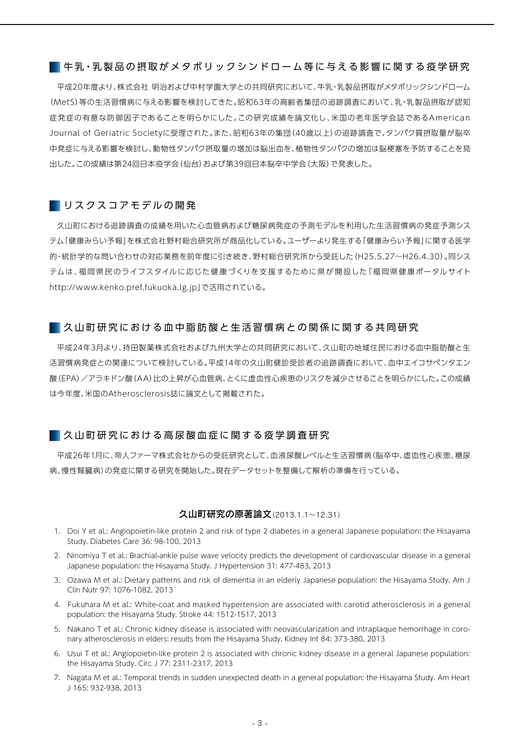## 牛乳・乳製品の摂取がメタボリックシンドローム等に与える影響に関する疫学研究

平成20年度より、株式会社 明治および中村学園大学との共同研究において、牛乳・乳製品摂取がメタボリックシンドローム(MetS)等の生活習慣病に与える影響を検討してきた。昭和63年の高齢者集団の追跡調査において、乳・乳製品摂取が認知症発症の有意な防御因子であることを明らかにした。この研究成績を論文化し、米国の老年医学会誌であるAmerican Journal of Geriatric Societyに受理された。また、昭和63年の集団(40歳以上)の追跡調査で、タンパク質摂取量が脳卒中発症に与える影響を検討し、動物性タンパク摂取量の増加は脳出血を、植物性タンパクの増加は脳梗塞を予防することを見出した。この成績は第24回日本疫学会(仙台)および第39回日本脳卒中学会(大阪)で発表した。

## リスクスコアモデルの開発

久山町における追跡調査の成績を用いた心血管病および糖尿病発症の予測モデルを利用した生活習慣病の発症予測システム「健康みらい予報」を株式会社野村総合研究所が商品化している。ユーザーより発生する「健康みらい予報」に関する医学的・統計学的な問い合わせの対応業務を前年度に引き続き、野村総合研究所から受託した(H25.5.27～H26.4.30)。同システムは、福岡県民のライフスタイルに応じた健康づくりを支援するために県が開設した「福岡県健康ポータルサイト http://www.kenko.pref.fukuoka.lg.jp」で活用されている。

## 久山町研究における血中脂肪酸と生活習慣病との関係に関する共同研究

平成24年3月より、持田製薬株式会社および九州大学との共同研究において、久山町の地域住民における血中脂肪酸と生活習慣病発症との関連について検討している。平成14年の久山町健診受診者の追跡調査において、血中エイコサペンタエン酸(EPA)／アラキドン酸(AA)比の上昇が心血管病、とくに虚血性心疾患のリスクを減少させることを明らかにした。この成績は今年度、米国のAtherosclerosis誌に論文として掲載された。

## 久山町研究における高尿酸血症に関する疫学調査研究

平成26年1月に、帝人ファーマ株式会社からの受託研究として、血液尿酸レベルと生活習慣病(脳卒中、虚血性心疾患、糖尿病、慢性腎臓病)の発症に関する研究を開始した。現在データセットを整備して解析の準備を行っている。

### 久山町研究の原著論文(2013.1.1～12.31)

1. Doi Y et al.: Angiopoietin-like protein 2 and risk of type 2 diabetes in a general Japanese population: the Hisayama Study. Diabetes Care 36: 98-100, 2013
2. Ninomiya T et al.: Brachial-ankle pulse wave velocity predicts the development of cardiovascular disease in a general Japanese population: the Hisayama Study. J Hypertension 31: 477-483, 2013
3. Ozawa M et al.: Dietary patterns and risk of dementia in an elderly Japanese population: the Hisayama Study. Am J Clin Nutr 97: 1076-1082, 2013
4. Fukuhara M et al.: White-coat and masked hypertension are associated with carotid atherosclerosis in a general population: the Hisayama Study. Stroke 44: 1512-1517, 2013
5. Nakano T et al.: Chronic kidney disease is associated with neovascularization and intraplaque hemorrhage in coronary atherosclerosis in elders: results from the Hisayama Study. Kidney Int 84: 373-380, 2013
6. Usui T et al.: Angiopoietin-like protein 2 is associated with chronic kidney disease in a general Japanese population: the Hisayama Study. Circ J 77: 2311-2317, 2013
7. Nagata M et al.: Temporal trends in sudden unexpected death in a general population: the Hisayama Study. Am Heart J 165: 932-938, 2013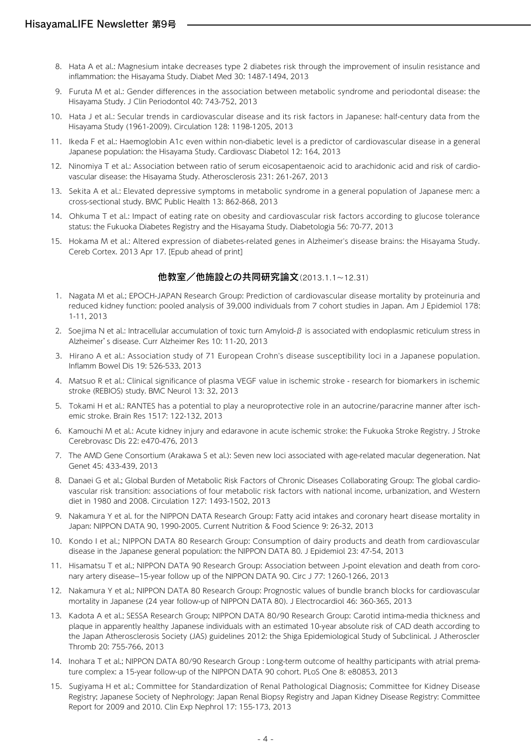8. Hata A et al.: Magnesium intake decreases type 2 diabetes risk through the improvement of insulin resistance and inflammation: the Hisayama Study. Diabet Med 30: 1487-1494, 2013
9. Furuta M et al.: Gender differences in the association between metabolic syndrome and periodontal disease: the Hisayama Study. J Clin Periodontol 40: 743-752, 2013
10. Hata J et al.: Secular trends in cardiovascular disease and its risk factors in Japanese: half-century data from the Hisayama Study (1961-2009). Circulation 128: 1198-1205, 2013
11. Ikeda F et al.: Haemoglobin A1c even within non-diabetic level is a predictor of cardiovascular disease in a general Japanese population: the Hisayama Study. Cardiovasc Diabetol 12: 164, 2013
12. Ninomiya T et al.: Association between ratio of serum eicosapentaenoic acid to arachidonic acid and risk of cardiovascular disease: the Hisayama Study. Atherosclerosis 231: 261-267, 2013
13. Sekita A et al.: Elevated depressive symptoms in metabolic syndrome in a general population of Japanese men: a cross-sectional study. BMC Public Health 13: 862-868, 2013
14. Ohkuma T et al.: Impact of eating rate on obesity and cardiovascular risk factors according to glucose tolerance status: the Fukuoka Diabetes Registry and the Hisayama Study. Diabetologia 56: 70-77, 2013
15. Hokama M et al.: Altered expression of diabetes-related genes in Alzheimer's disease brains: the Hisayama Study. Cereb Cortex. 2013 Apr 17. [Epub ahead of print]

## 他教室／他施設との共同研究論文(2013.1.1～12.31)

1. Nagata M et al.; EPOCH-JAPAN Research Group: Prediction of cardiovascular disease mortality by proteinuria and reduced kidney function: pooled analysis of 39,000 individuals from 7 cohort studies in Japan. Am J Epidemiol 178: 1-11, 2013
2. Soejima N et al.: Intracellular accumulation of toxic turn Amyloid-β is associated with endoplasmic reticulum stress in Alzheimer's disease. Curr Alzheimer Res 10: 11-20, 2013
3. Hirano A et al.: Association study of 71 European Crohn's disease susceptibility loci in a Japanese population. Inflamm Bowel Dis 19: 526-533, 2013
4. Matsuo R et al.: Clinical significance of plasma VEGF value in ischemic stroke - research for biomarkers in ischemic stroke (REBIOS) study. BMC Neurol 13: 32, 2013
5. Tokami H et al.: RANTES has a potential to play a neuroprotective role in an autocrine/paracrine manner after ischemic stroke. Brain Res 1517: 122-132, 2013
6. Kamouchi M et al.: Acute kidney injury and edaravone in acute ischemic stroke: the Fukuoka Stroke Registry. J Stroke Cerebrovasc Dis 22: e470-476, 2013
7. The AMD Gene Consortium (Arakawa S et al.): Seven new loci associated with age-related macular degeneration. Nat Genet 45: 433-439, 2013
8. Danaei G et al.; Global Burden of Metabolic Risk Factors of Chronic Diseases Collaborating Group: The global cardiovascular risk transition: associations of four metabolic risk factors with national income, urbanization, and Western diet in 1980 and 2008. Circulation 127: 1493-1502, 2013
9. Nakamura Y et al. for the NIPPON DATA Research Group: Fatty acid intakes and coronary heart disease mortality in Japan: NIPPON DATA 90, 1990-2005. Current Nutrition & Food Science 9: 26-32, 2013
10. Kondo I et al.; NIPPON DATA 80 Research Group: Consumption of dairy products and death from cardiovascular disease in the Japanese general population: the NIPPON DATA 80. J Epidemiol 23: 47-54, 2013
11. Hisamatsu T et al.; NIPPON DATA 90 Research Group: Association between J-point elevation and death from coronary artery disease--15-year follow up of the NIPPON DATA 90. Circ J 77: 1260-1266, 2013
12. Nakamura Y et al.; NIPPON DATA 80 Research Group: Prognostic values of bundle branch blocks for cardiovascular mortality in Japanese (24 year follow-up of NIPPON DATA 80). J Electrocardiol 46: 360-365, 2013
13. Kadota A et al.; SESSA Research Group; NIPPON DATA 80/90 Research Group: Carotid intima-media thickness and plaque in apparently healthy Japanese individuals with an estimated 10-year absolute risk of CAD death according to the Japan Atherosclerosis Society (JAS) guidelines 2012: the Shiga Epidemiological Study of Subclinical. J Atheroscler Thromb 20: 755-766, 2013
14. Inohara T et al.; NIPPON DATA 80/90 Research Group : Long-term outcome of healthy participants with atrial premature complex: a 15-year follow-up of the NIPPON DATA 90 cohort. PLoS One 8: e80853, 2013
15. Sugiyama H et al.; Committee for Standardization of Renal Pathological Diagnosis; Committee for Kidney Disease Registry; Japanese Society of Nephrology: Japan Renal Biopsy Registry and Japan Kidney Disease Registry: Committee Report for 2009 and 2010. Clin Exp Nephrol 17: 155-173, 2013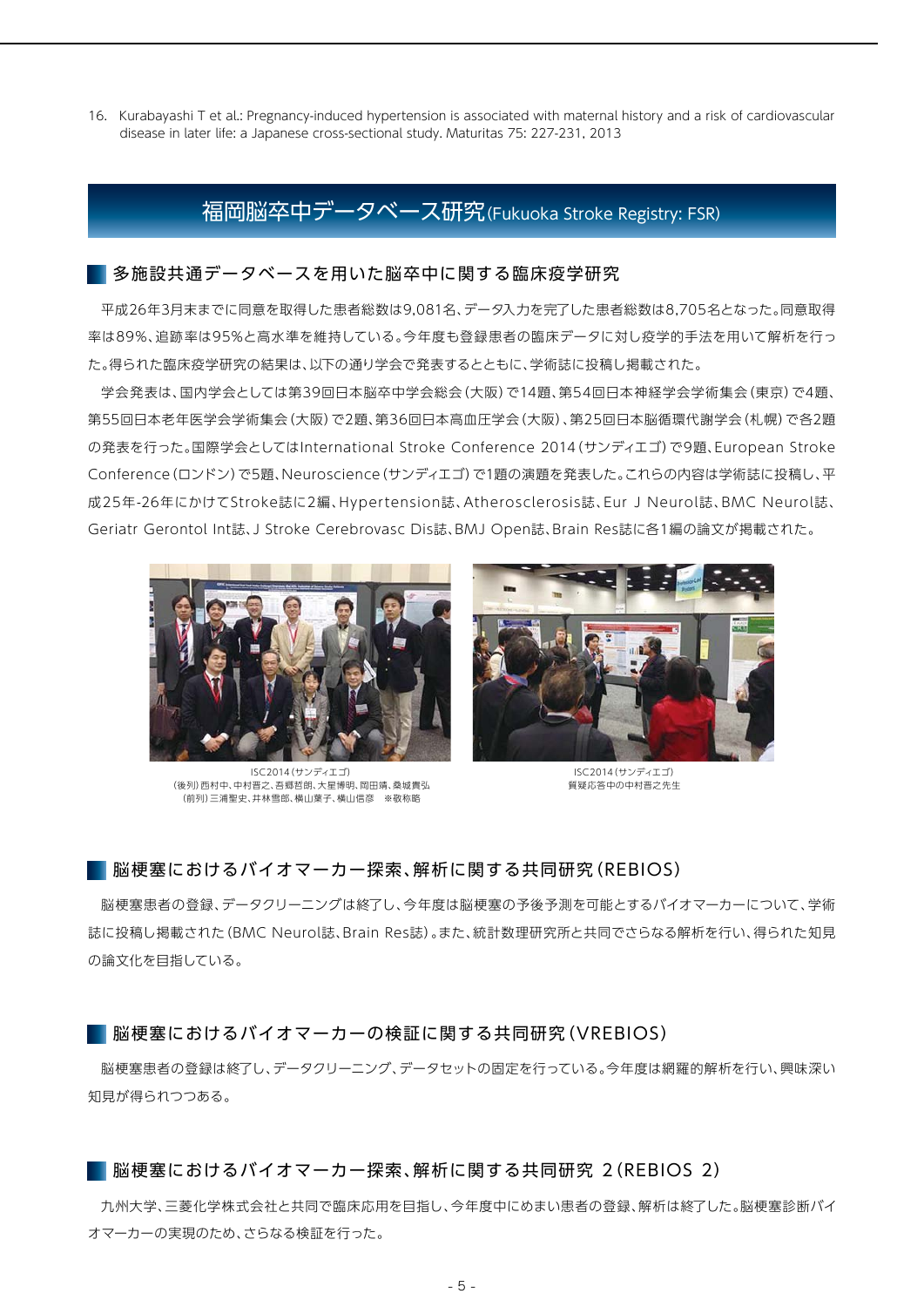16. Kurabayashi T et al.: Pregnancy-induced hypertension is associated with maternal history and a risk of cardiovascular disease in later life: a Japanese cross-sectional study. Maturitas 75: 227-231, 2013

# 福岡脳卒中データベース研究(Fukuoka Stroke Registry: FSR)

## 多施設共通データベースを用いた脳卒中に関する臨床疫学研究

平成26年3月末までに同意を取得した患者総数は9,081名、データ入力を完了した患者総数は8,705名となった。同意取得率は89%、追跡率は95%と高水準を維持している。今年度も登録患者の臨床データに対し疫学的手法を用いて解析を行った。得られた臨床疫学研究の結果は、以下の通り学会で発表するとともに、学術誌に投稿し掲載された。

学会発表は、国内学会としては第39回日本脳卒中学会総会(大阪)で14題、第54回日本神経学会学術集会(東京)で4題、第55回日本老年医学会学術集会(大阪)で2題、第36回日本高血圧学会(大阪)、第25回日本脳循環代謝学会(札幌)で各2題の発表を行った。国際学会としてはInternational Stroke Conference 2014(サンディエゴ)で9題、European Stroke Conference(ロンドン)で5題、Neuroscience(サンディエゴ)で1題の演題を発表した。これらの内容は学術誌に投稿し、平成25年-26年にかけてStroke誌に2編、Hypertension誌、Atherosclerosis誌、Eur J Neurol誌、BMC Neurol誌、Geriatr Gerontol Int誌、J Stroke Cerebrovasc Dis誌、BMJ Open誌、Brain Res誌に各1編の論文が掲載された。

ISC2014(サンディエゴ)
(後列)西村中、中村晋之、吾郷哲朗、大星博明、岡田靖、桑城貴弘
(前列)三浦聖史、井林雪郎、横山葉子、横山信彦　※敬称略

ISC2014(サンディエゴ)
質疑応答中の中村晋之先生

## 脳梗塞におけるバイオマーカー探索、解析に関する共同研究(REBIOS)

脳梗塞患者の登録、データクリーニングは終了し、今年度は脳梗塞の予後予測を可能とするバイオマーカーについて、学術誌に投稿し掲載された(BMC Neurol誌、Brain Res誌)。また、統計数理研究所と共同でさらなる解析を行い、得られた知見の論文化を目指している。

## 脳梗塞におけるバイオマーカーの検証に関する共同研究(VREBIOS)

脳梗塞患者の登録は終了し、データクリーニング、データセットの固定を行っている。今年度は網羅的解析を行い、興味深い知見が得られつつある。

## 脳梗塞におけるバイオマーカー探索、解析に関する共同研究 2(REBIOS 2)

九州大学、三菱化学株式会社と共同で臨床応用を目指し、今年度中にめまい患者の登録、解析は終了した。脳梗塞診断バイオマーカーの実現のため、さらなる検証を行った。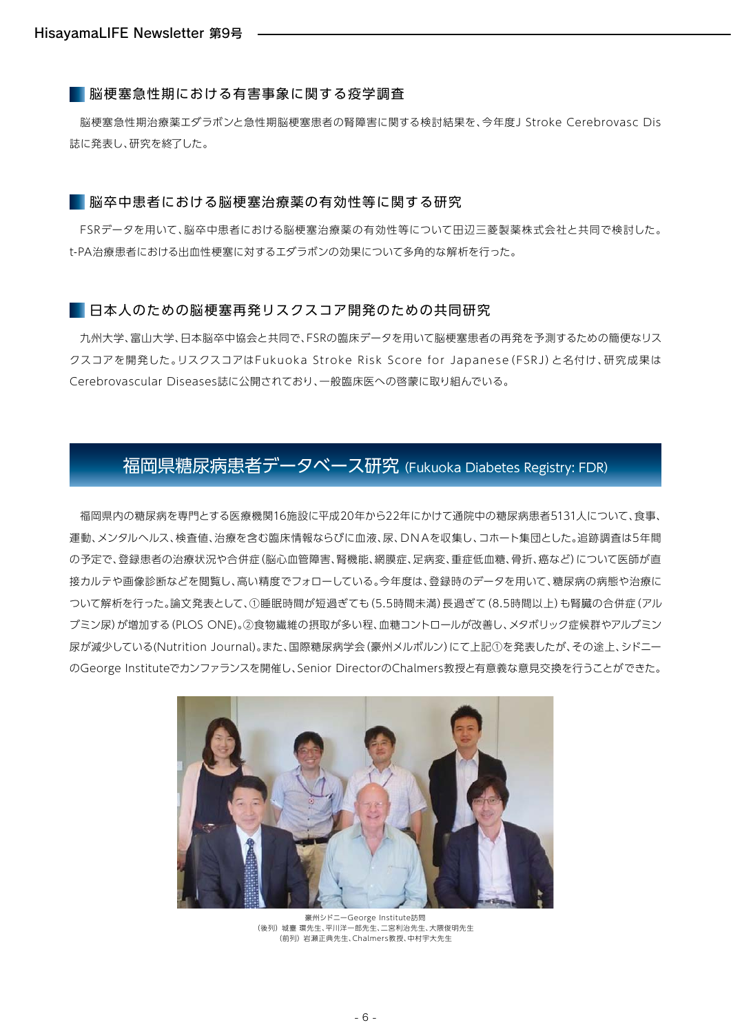### 脳梗塞急性期における有害事象に関する疫学調査

脳梗塞急性期治療薬エダラボンと急性期脳梗塞患者の腎障害に関する検討結果を、今年度J Stroke Cerebrovasc Dis誌に発表し、研究を終了した。

### 脳卒中患者における脳梗塞治療薬の有効性等に関する研究

FSRデータを用いて、脳卒中患者における脳梗塞治療薬の有効性等について田辺三菱製薬株式会社と共同で検討した。t-PA治療患者における出血性梗塞に対するエダラボンの効果について多角的な解析を行った。

### 日本人のための脳梗塞再発リスクスコア開発のための共同研究

九州大学、富山大学、日本脳卒中協会と共同で、FSRの臨床データを用いて脳梗塞患者の再発を予測するための簡便なリスクスコアを開発した。リスクスコアはFukuoka Stroke Risk Score for Japanese（FSRJ）と名付け、研究成果はCerebrovascular Diseases誌に公開されており、一般臨床医への啓蒙に取り組んでいる。

## 福岡県糖尿病患者データベース研究 (Fukuoka Diabetes Registry: FDR)

福岡県内の糖尿病を専門とする医療機関16施設に平成20年から22年にかけて通院中の糖尿病患者5131人について、食事、運動、メンタルヘルス、検査値、治療を含む臨床情報ならびに血液、尿、DNAを収集し、コホート集団とした。追跡調査は5年間の予定で、登録患者の治療状況や合併症（脳心血管障害、腎機能、網膜症、足病変、重症低血糖、骨折、癌など）について医師が直接カルテや画像診断などを閲覧し、高い精度でフォローしている。今年度は、登録時のデータを用いて、糖尿病の病態や治療について解析を行った。論文発表として、①睡眠時間が短過ぎても（5.5時間未満）長過ぎて（8.5時間以上）も腎臓の合併症（アルブミン尿）が増加する（PLOS ONE）。②食物繊維の摂取が多い程、血糖コントロールが改善し、メタボリック症候群やアルブミン尿が減少している(Nutrition Journal)。また、国際糖尿病学会（豪州メルボルン）にて上記①を発表したが、その途上、シドニーのGeorge Instituteでカンファランスを開催し、Senior DirectorのChalmers教授と有意義な意見交換を行うことができた。

豪州シドニーGeorge Institute訪問
（後列）城臺 環先生、平川洋一郎先生、二宮利治先生、大隈俊明先生
（前列）岩瀬正典先生、Chalmers教授、中村宇大先生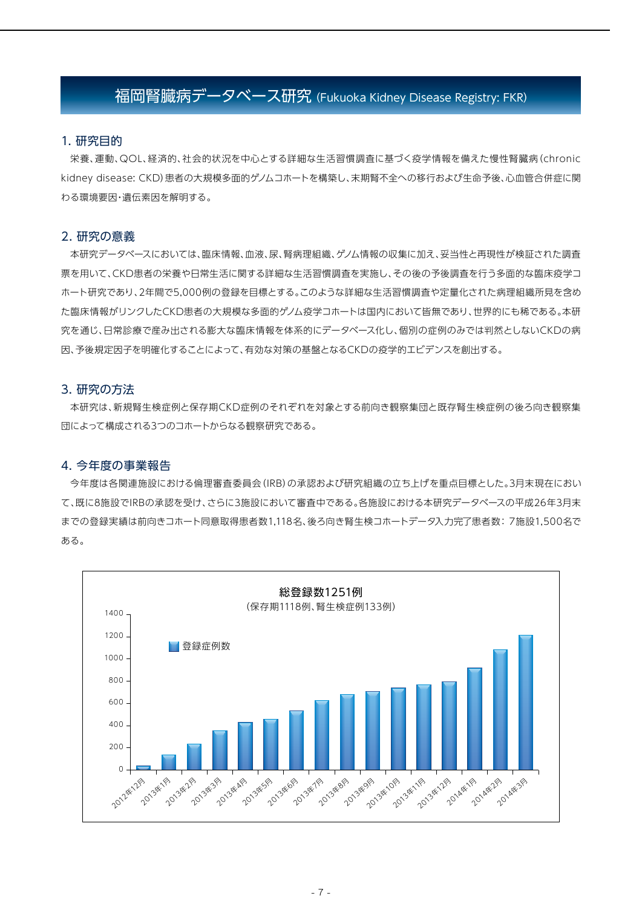# 福岡腎臓病データベース研究 (Fukuoka Kidney Disease Registry: FKR)

## 1. 研究目的

栄養、運動、QOL、経済的、社会的状況を中心とする詳細な生活習慣調査に基づく疫学情報を備えた慢性腎臓病 (chronic kidney disease: CKD) 患者の大規模多面的ゲノムコホートを構築し、末期腎不全への移行および生命予後、心血管合併症に関わる環境要因・遺伝素因を解明する。

## 2. 研究の意義

本研究データベースにおいては、臨床情報、血液、尿、腎病理組織、ゲノム情報の収集に加え、妥当性と再現性が検証された調査票を用いて、CKD患者の栄養や日常生活に関する詳細な生活習慣調査を実施し、その後の予後調査を行う多面的な臨床疫学コホート研究であり、2年間で5,000例の登録を目標とする。このような詳細な生活習慣調査や定量化された病理組織所見を含めた臨床情報がリンクしたCKD患者の大規模な多面的ゲノム疫学コホートは国内において皆無であり、世界的にも稀である。本研究を通じ、日常診療で産み出される膨大な臨床情報を体系的にデータベース化し、個別の症例のみでは判然としないCKDの病因、予後規定因子を明確化することによって、有効な対策の基盤となるCKDの疫学的エビデンスを創出する。

## 3. 研究の方法

本研究は、新規腎生検症例と保存期CKD症例のそれぞれを対象とする前向き観察集団と既存腎生検症例の後ろ向き観察集団によって構成される3つのコホートからなる観察研究である。

## 4. 今年度の事業報告

今年度は各関連施設における倫理審査委員会 (IRB) の承認および研究組織の立ち上げを重点目標とした。3月末現在において、既に8施設でIRBの承認を受け、さらに3施設において審査中である。各施設における本研究データベースの平成26年3月末までの登録実績は前向きコホート同意取得患者数1,118名、後ろ向き腎生検コホートデータ入力完了患者数：7施設1,500名である。

**総登録数1251例**
(保存期1118例、腎生検症例133例)

凡例：登録症例数

| 月 | 登録症例数（グラフ読み取り概数） |
|---|---|
| 2012年12月 | 約30 |
| 2013年1月 | 約130 |
| 2013年2月 | 約230 |
| 2013年3月 | 約350 |
| 2013年4月 | 約420 |
| 2013年5月 | 約450 |
| 2013年6月 | 約530 |
| 2013年7月 | 約620 |
| 2013年8月 | 約670 |
| 2013年9月 | 約700 |
| 2013年10月 | 約730 |
| 2013年11月 | 約760 |
| 2013年12月 | 約790 |
| 2014年1月 | 約910 |
| 2014年2月 | 約1080 |
| 2014年3月 | 約1210 |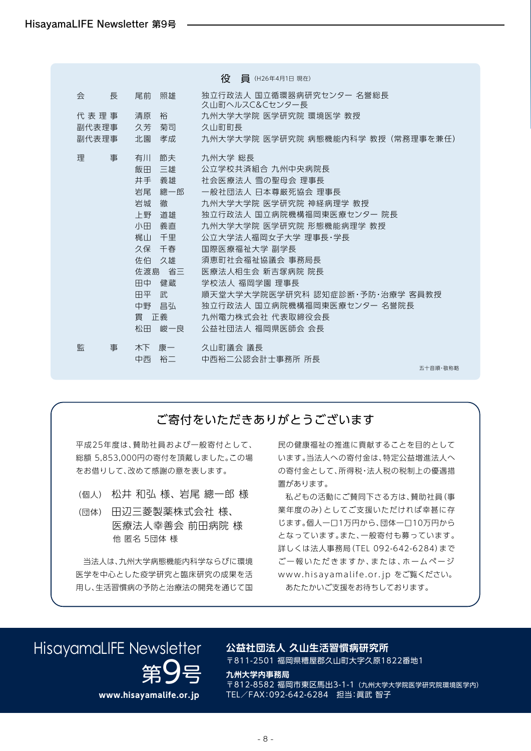## 役　員 (H26年4月1日 現在)

| | | |
|---|---|---|
| 会　長 | 尾前　照雄 | 独立行政法人 国立循環器病研究センター 名誉総長<br>久山町ヘルスC&Cセンター長 |
| 代表理事 | 清原　裕 | 九州大学大学院 医学研究院 環境医学 教授 |
| 副代表理事 | 久芳　菊司 | 久山町町長 |
| 副代表理事 | 北園　孝成 | 九州大学大学院 医学研究院 病態機能内科学 教授（常務理事を兼任） |
| 理　事 | 有川　節夫 | 九州大学 総長 |
| | 飯田　三雄 | 公立学校共済組合 九州中央病院長 |
| | 井手　義雄 | 社会医療法人 雪の聖母会 理事長 |
| | 岩尾　總一郎 | 一般社団法人 日本尊厳死協会 理事長 |
| | 岩城　徹 | 九州大学大学院 医学研究院 神経病理学 教授 |
| | 上野　道雄 | 独立行政法人 国立病院機構福岡東医療センター 院長 |
| | 小田　義直 | 九州大学大学院 医学研究院 形態機能病理学 教授 |
| | 梶山　千里 | 公立大学法人福岡女子大学 理事長・学長 |
| | 久保　千春 | 国際医療福祉大学 副学長 |
| | 佐伯　久雄 | 須恵町社会福祉協議会 事務局長 |
| | 佐渡島　省三 | 医療法人相生会 新吉塚病院 院長 |
| | 田中　健蔵 | 学校法人 福岡学園 理事長 |
| | 田平　武 | 順天堂大学大学院医学研究科 認知症診断・予防・治療学 客員教授 |
| | 中野　昌弘 | 独立行政法人 国立病院機構福岡東医療センター 名誉院長 |
| | 貫　正義 | 九州電力株式会社 代表取締役会長 |
| | 松田　峻一良 | 公益社団法人 福岡県医師会 会長 |
| 監　事 | 木下　康一 | 久山町議会 議長 |
| | 中西　裕二 | 中西裕二公認会計士事務所 所長 |

五十音順・敬称略

## ご寄付をいただきありがとうございます

平成25年度は、賛助社員および一般寄付として、総額 5,853,000円の寄付を頂戴しました。この場をお借りして、改めて感謝の意を表します。

（個人）　松井 和弘 様、岩尾 總一郎 様

（団体）　田辺三菱製薬株式会社 様、
医療法人幸善会 前田病院 様
他 匿名 5団体 様

当法人は、九州大学病態機能内科学ならびに環境医学を中心とした疫学研究と臨床研究の成果を活用し、生活習慣病の予防と治療法の開発を通じて国民の健康福祉の推進に貢献することを目的としています。当法人への寄付金は、特定公益増進法人への寄付金として、所得税・法人税の税制上の優遇措置があります。

私どもの活動にご賛同下さる方は、賛助社員（事業年度のみ）としてご支援いただければ幸甚に存じます。個人一口1万円から、団体一口10万円からとなっています。また、一般寄付も募っています。詳しくは法人事務局（TEL 092-642-6284）までご一報いただきますか、または、ホームページ www.hisayamalife.or.jp をご覧ください。

あたたかいご支援をお待ちしております。

---

HisayamaLIFE Newsletter 第9号
www.hisayamalife.or.jp

**公益社団法人 久山生活習慣病研究所**
〒811-2501 福岡県糟屋郡久山町大字久原1822番地1

**九州大学内事務局**
〒812-8582 福岡市東区馬出3-1-1（九州大学大学院医学研究院環境医学内）
TEL／FAX：092-642-6284　担当：眞武 智子